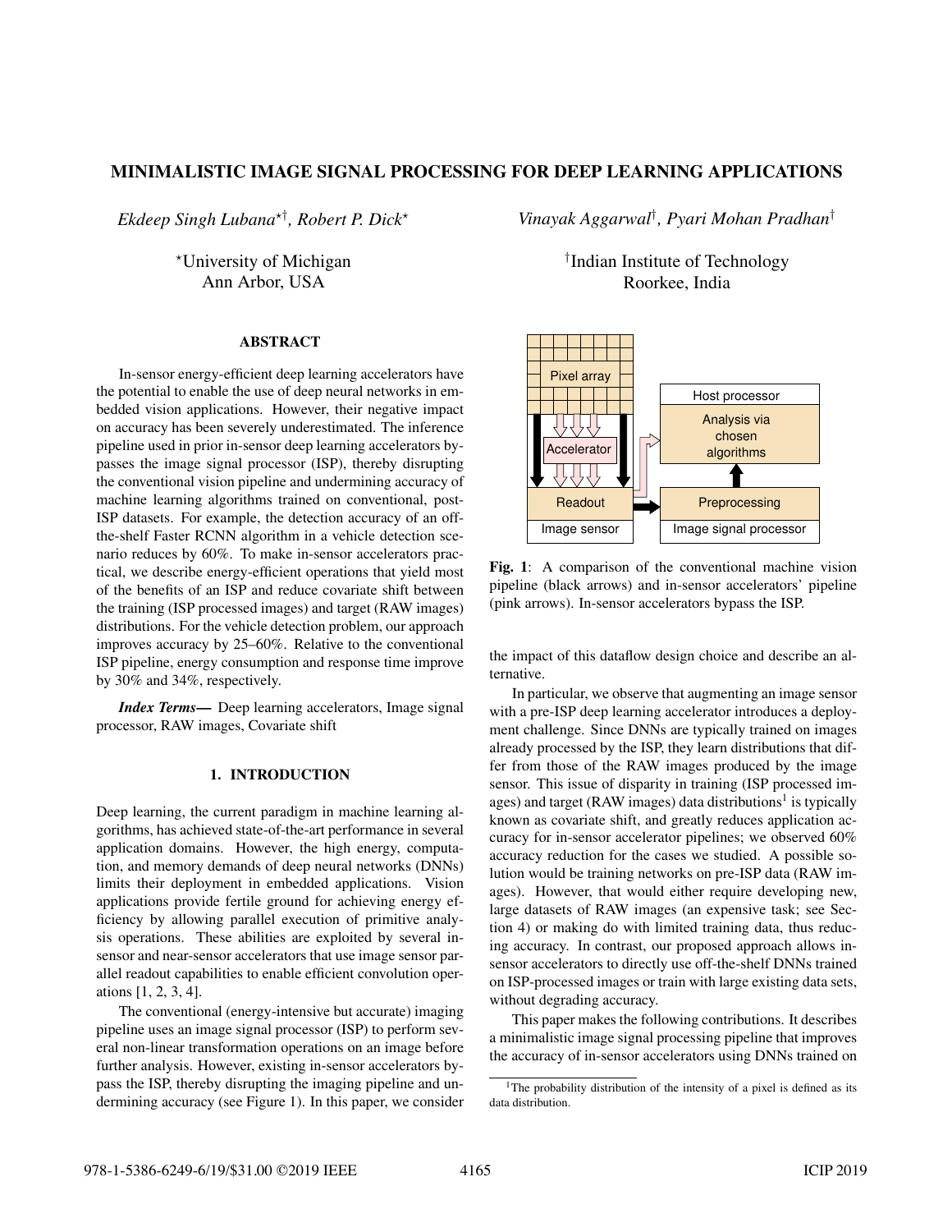# MINIMALISTIC IMAGE SIGNAL PROCESSING FOR DEEP LEARNING APPLICATIONS

*Ekdeep Singh Lubana*[⋆†], *Robert P. Dick*[⋆]

[⋆]University of Michigan
Ann Arbor, USA

*Vinayak Aggarwal*[†], *Pyari Mohan Pradhan*[†]

[†]Indian Institute of Technology
Roorkee, India

## ABSTRACT

In-sensor energy-efficient deep learning accelerators have the potential to enable the use of deep neural networks in embedded vision applications. However, their negative impact on accuracy has been severely underestimated. The inference pipeline used in prior in-sensor deep learning accelerators bypasses the image signal processor (ISP), thereby disrupting the conventional vision pipeline and undermining accuracy of machine learning algorithms trained on conventional, post-ISP datasets. For example, the detection accuracy of an off-the-shelf Faster RCNN algorithm in a vehicle detection scenario reduces by 60%. To make in-sensor accelerators practical, we describe energy-efficient operations that yield most of the benefits of an ISP and reduce covariate shift between the training (ISP processed images) and target (RAW images) distributions. For the vehicle detection problem, our approach improves accuracy by 25–60%. Relative to the conventional ISP pipeline, energy consumption and response time improve by 30% and 34%, respectively.

***Index Terms*—** Deep learning accelerators, Image signal processor, RAW images, Covariate shift

## 1. INTRODUCTION

Deep learning, the current paradigm in machine learning algorithms, has achieved state-of-the-art performance in several application domains. However, the high energy, computation, and memory demands of deep neural networks (DNNs) limits their deployment in embedded applications. Vision applications provide fertile ground for achieving energy efficiency by allowing parallel execution of primitive analysis operations. These abilities are exploited by several in-sensor and near-sensor accelerators that use image sensor parallel readout capabilities to enable efficient convolution operations [1, 2, 3, 4].

The conventional (energy-intensive but accurate) imaging pipeline uses an image signal processor (ISP) to perform several non-linear transformation operations on an image before further analysis. However, existing in-sensor accelerators bypass the ISP, thereby disrupting the imaging pipeline and undermining accuracy (see Figure 1). In this paper, we consider the impact of this dataflow design choice and describe an alternative.

Pixel array
Accelerator
Readout
Image sensor
Host processor
Analysis via chosen algorithms
Preprocessing
Image signal processor

**Fig. 1**: A comparison of the conventional machine vision pipeline (black arrows) and in-sensor accelerators' pipeline (pink arrows). In-sensor accelerators bypass the ISP.

In particular, we observe that augmenting an image sensor with a pre-ISP deep learning accelerator introduces a deployment challenge. Since DNNs are typically trained on images already processed by the ISP, they learn distributions that differ from those of the RAW images produced by the image sensor. This issue of disparity in training (ISP processed images) and target (RAW images) data distributions[1] is typically known as covariate shift, and greatly reduces application accuracy for in-sensor accelerator pipelines; we observed 60% accuracy reduction for the cases we studied. A possible solution would be training networks on pre-ISP data (RAW images). However, that would either require developing new, large datasets of RAW images (an expensive task; see Section 4) or making do with limited training data, thus reducing accuracy. In contrast, our proposed approach allows in-sensor accelerators to directly use off-the-shelf DNNs trained on ISP-processed images or train with large existing data sets, without degrading accuracy.

This paper makes the following contributions. It describes a minimalistic image signal processing pipeline that improves the accuracy of in-sensor accelerators using DNNs trained on

[1]The probability distribution of the intensity of a pixel is defined as its data distribution.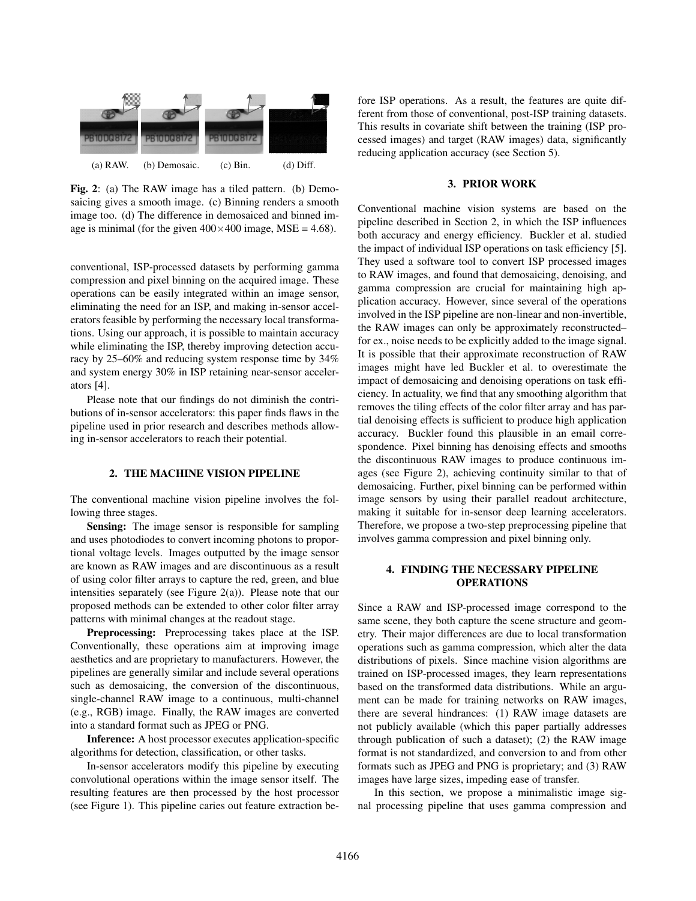(a) RAW. (b) Demosaic. (c) Bin. (d) Diff.

**Fig. 2**: (a) The RAW image has a tiled pattern. (b) Demosaicing gives a smooth image. (c) Binning renders a smooth image too. (d) The difference in demosaiced and binned image is minimal (for the given 400×400 image, MSE = 4.68).

conventional, ISP-processed datasets by performing gamma compression and pixel binning on the acquired image. These operations can be easily integrated within an image sensor, eliminating the need for an ISP, and making in-sensor accelerators feasible by performing the necessary local transformations. Using our approach, it is possible to maintain accuracy while eliminating the ISP, thereby improving detection accuracy by 25–60% and reducing system response time by 34% and system energy 30% in ISP retaining near-sensor accelerators [4].

Please note that our findings do not diminish the contributions of in-sensor accelerators: this paper finds flaws in the pipeline used in prior research and describes methods allowing in-sensor accelerators to reach their potential.

## 2. THE MACHINE VISION PIPELINE

The conventional machine vision pipeline involves the following three stages.

**Sensing:** The image sensor is responsible for sampling and uses photodiodes to convert incoming photons to proportional voltage levels. Images outputted by the image sensor are known as RAW images and are discontinuous as a result of using color filter arrays to capture the red, green, and blue intensities separately (see Figure 2(a)). Please note that our proposed methods can be extended to other color filter array patterns with minimal changes at the readout stage.

**Preprocessing:** Preprocessing takes place at the ISP. Conventionally, these operations aim at improving image aesthetics and are proprietary to manufacturers. However, the pipelines are generally similar and include several operations such as demosaicing, the conversion of the discontinuous, single-channel RAW image to a continuous, multi-channel (e.g., RGB) image. Finally, the RAW images are converted into a standard format such as JPEG or PNG.

**Inference:** A host processor executes application-specific algorithms for detection, classification, or other tasks.

In-sensor accelerators modify this pipeline by executing convolutional operations within the image sensor itself. The resulting features are then processed by the host processor (see Figure 1). This pipeline caries out feature extraction before ISP operations. As a result, the features are quite different from those of conventional, post-ISP training datasets. This results in covariate shift between the training (ISP processed images) and target (RAW images) data, significantly reducing application accuracy (see Section 5).

## 3. PRIOR WORK

Conventional machine vision systems are based on the pipeline described in Section 2, in which the ISP influences both accuracy and energy efficiency. Buckler et al. studied the impact of individual ISP operations on task efficiency [5]. They used a software tool to convert ISP processed images to RAW images, and found that demosaicing, denoising, and gamma compression are crucial for maintaining high application accuracy. However, since several of the operations involved in the ISP pipeline are non-linear and non-invertible, the RAW images can only be approximately reconstructed– for ex., noise needs to be explicitly added to the image signal. It is possible that their approximate reconstruction of RAW images might have led Buckler et al. to overestimate the impact of demosaicing and denoising operations on task efficiency. In actuality, we find that any smoothing algorithm that removes the tiling effects of the color filter array and has partial denoising effects is sufficient to produce high application accuracy. Buckler found this plausible in an email correspondence. Pixel binning has denoising effects and smooths the discontinuous RAW images to produce continuous images (see Figure 2), achieving continuity similar to that of demosaicing. Further, pixel binning can be performed within image sensors by using their parallel readout architecture, making it suitable for in-sensor deep learning accelerators. Therefore, we propose a two-step preprocessing pipeline that involves gamma compression and pixel binning only.

## 4. FINDING THE NECESSARY PIPELINE OPERATIONS

Since a RAW and ISP-processed image correspond to the same scene, they both capture the scene structure and geometry. Their major differences are due to local transformation operations such as gamma compression, which alter the data distributions of pixels. Since machine vision algorithms are trained on ISP-processed images, they learn representations based on the transformed data distributions. While an argument can be made for training networks on RAW images, there are several hindrances: (1) RAW image datasets are not publicly available (which this paper partially addresses through publication of such a dataset); (2) the RAW image format is not standardized, and conversion to and from other formats such as JPEG and PNG is proprietary; and (3) RAW images have large sizes, impeding ease of transfer.

In this section, we propose a minimalistic image signal processing pipeline that uses gamma compression and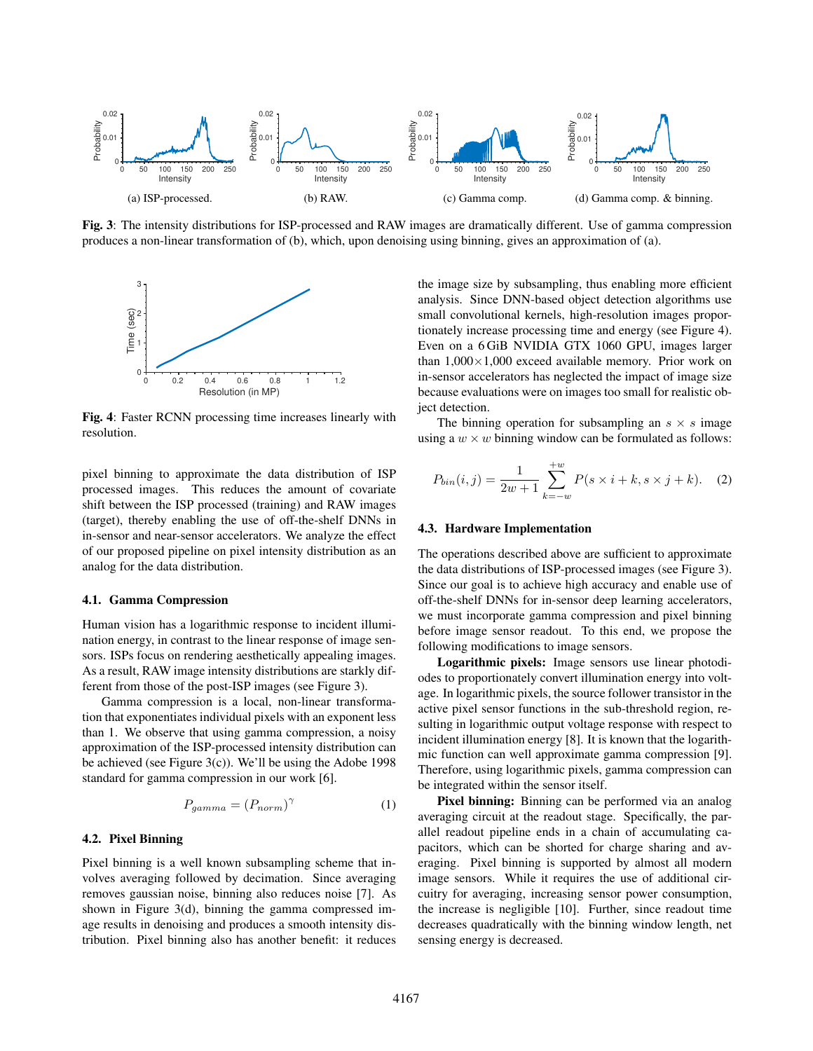0.02
0.01
0
Probability
0 50 100 150 200 250
Intensity

(a) ISP-processed.

0.02
0.01
0
Probability
0 50 100 150 200 250
Intensity

(b) RAW.

0.02
0.01
0
Probability
0 50 100 150 200 250
Intensity

(c) Gamma comp.

0.02
0.01
0
Probability
0 50 100 150 200 250
Intensity

(d) Gamma comp. & binning.

**Fig. 3**: The intensity distributions for ISP-processed and RAW images are dramatically different. Use of gamma compression produces a non-linear transformation of (b), which, upon denoising using binning, gives an approximation of (a).

3
2
1
0
Time (sec)
0 0.2 0.4 0.6 0.8 1 1.2
Resolution (in MP)

**Fig. 4**: Faster RCNN processing time increases linearly with resolution.

pixel binning to approximate the data distribution of ISP processed images. This reduces the amount of covariate shift between the ISP processed (training) and RAW images (target), thereby enabling the use of off-the-shelf DNNs in in-sensor and near-sensor accelerators. We analyze the effect of our proposed pipeline on pixel intensity distribution as an analog for the data distribution.

### 4.1. Gamma Compression

Human vision has a logarithmic response to incident illumination energy, in contrast to the linear response of image sensors. ISPs focus on rendering aesthetically appealing images. As a result, RAW image intensity distributions are starkly different from those of the post-ISP images (see Figure 3).

Gamma compression is a local, non-linear transformation that exponentiates individual pixels with an exponent less than 1. We observe that using gamma compression, a noisy approximation of the ISP-processed intensity distribution can be achieved (see Figure 3(c)). We'll be using the Adobe 1998 standard for gamma compression in our work [6].

$$P_{gamma} = (P_{norm})^{\gamma} \tag{1}$$

### 4.2. Pixel Binning

Pixel binning is a well known subsampling scheme that involves averaging followed by decimation. Since averaging removes gaussian noise, binning also reduces noise [7]. As shown in Figure 3(d), binning the gamma compressed image results in denoising and produces a smooth intensity distribution. Pixel binning also has another benefit: it reduces the image size by subsampling, thus enabling more efficient analysis. Since DNN-based object detection algorithms use small convolutional kernels, high-resolution images proportionately increase processing time and energy (see Figure 4). Even on a 6 GiB NVIDIA GTX 1060 GPU, images larger than 1,000×1,000 exceed available memory. Prior work on in-sensor accelerators has neglected the impact of image size because evaluations were on images too small for realistic object detection.

The binning operation for subsampling an $s \times s$ image using a $w \times w$ binning window can be formulated as follows:

$$P_{bin}(i,j) = \frac{1}{2w+1} \sum_{k=-w}^{+w} P(s \times i + k, s \times j + k). \tag{2}$$

### 4.3. Hardware Implementation

The operations described above are sufficient to approximate the data distributions of ISP-processed images (see Figure 3). Since our goal is to achieve high accuracy and enable use of off-the-shelf DNNs for in-sensor deep learning accelerators, we must incorporate gamma compression and pixel binning before image sensor readout. To this end, we propose the following modifications to image sensors.

**Logarithmic pixels:** Image sensors use linear photodiodes to proportionately convert illumination energy into voltage. In logarithmic pixels, the source follower transistor in the active pixel sensor functions in the sub-threshold region, resulting in logarithmic output voltage response with respect to incident illumination energy [8]. It is known that the logarithmic function can well approximate gamma compression [9]. Therefore, using logarithmic pixels, gamma compression can be integrated within the sensor itself.

**Pixel binning:** Binning can be performed via an analog averaging circuit at the readout stage. Specifically, the parallel readout pipeline ends in a chain of accumulating capacitors, which can be shorted for charge sharing and averaging. Pixel binning is supported by almost all modern image sensors. While it requires the use of additional circuitry for averaging, increasing sensor power consumption, the increase is negligible [10]. Further, since readout time decreases quadratically with the binning window length, net sensing energy is decreased.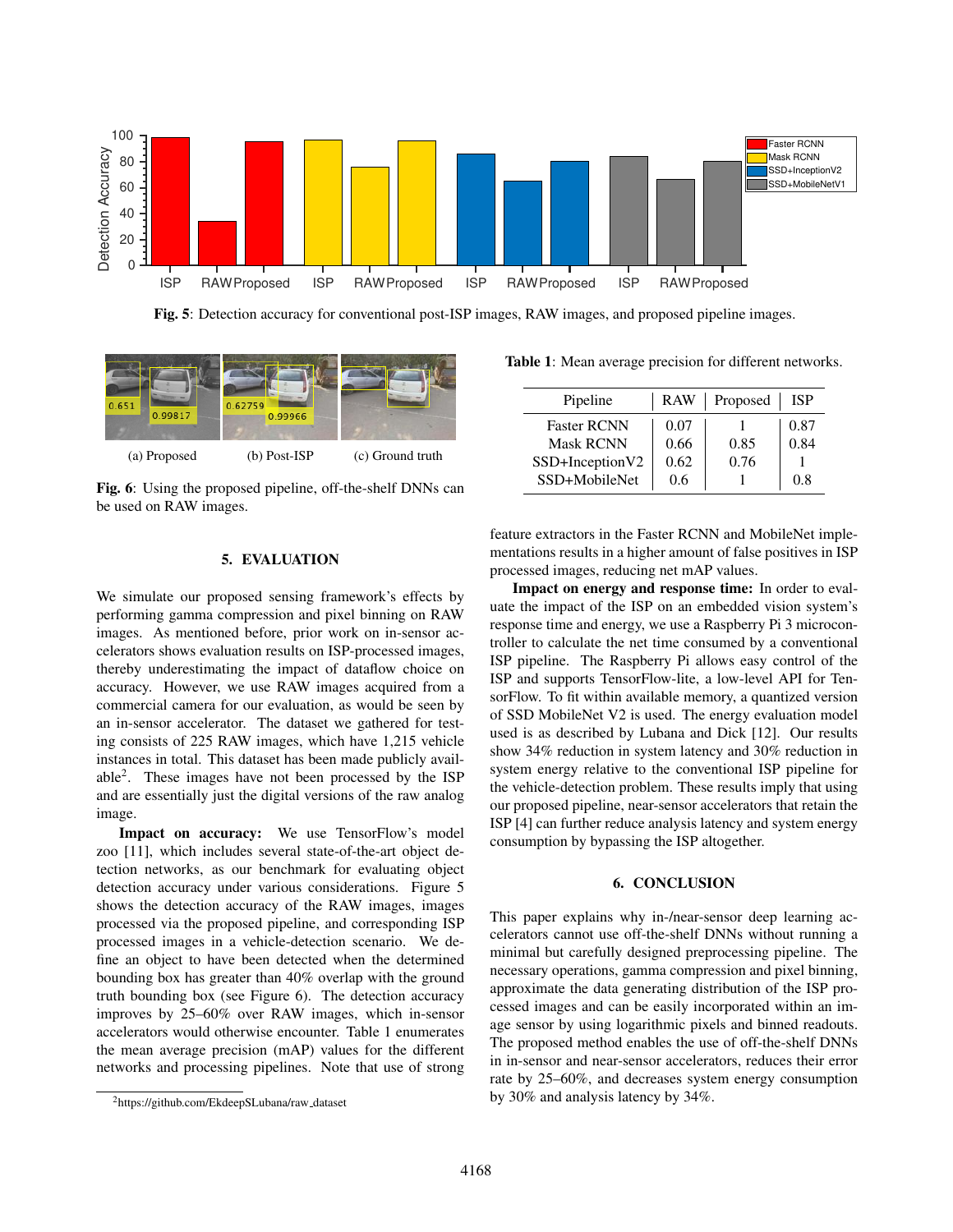Detection Accuracy

100
80
60
40
20
0

ISP RAW Proposed ISP RAW Proposed ISP RAW Proposed ISP RAW Proposed

Faster RCNN
Mask RCNN
SSD+InceptionV2
SSD+MobileNetV1

**Fig. 5**: Detection accuracy for conventional post-ISP images, RAW images, and proposed pipeline images.

0.651
0.99817
0.62759
0.99966

(a) Proposed (b) Post-ISP (c) Ground truth

**Fig. 6**: Using the proposed pipeline, off-the-shelf DNNs can be used on RAW images.

**Table 1**: Mean average precision for different networks.

| Pipeline | RAW | Proposed | ISP |
|---|---|---|---|
| Faster RCNN | 0.07 | 1 | 0.87 |
| Mask RCNN | 0.66 | 0.85 | 0.84 |
| SSD+InceptionV2 | 0.62 | 0.76 | 1 |
| SSD+MobileNet | 0.6 | 1 | 0.8 |

## 5. EVALUATION

We simulate our proposed sensing framework's effects by performing gamma compression and pixel binning on RAW images. As mentioned before, prior work on in-sensor accelerators shows evaluation results on ISP-processed images, thereby underestimating the impact of dataflow choice on accuracy. However, we use RAW images acquired from a commercial camera for our evaluation, as would be seen by an in-sensor accelerator. The dataset we gathered for testing consists of 225 RAW images, which have 1,215 vehicle instances in total. This dataset has been made publicly available[2]. These images have not been processed by the ISP and are essentially just the digital versions of the raw analog image.

**Impact on accuracy:** We use TensorFlow's model zoo [11], which includes several state-of-the-art object detection networks, as our benchmark for evaluating object detection accuracy under various considerations. Figure 5 shows the detection accuracy of the RAW images, images processed via the proposed pipeline, and corresponding ISP processed images in a vehicle-detection scenario. We define an object to have been detected when the determined bounding box has greater than 40% overlap with the ground truth bounding box (see Figure 6). The detection accuracy improves by 25–60% over RAW images, which in-sensor accelerators would otherwise encounter. Table 1 enumerates the mean average precision (mAP) values for the different networks and processing pipelines. Note that use of strong feature extractors in the Faster RCNN and MobileNet implementations results in a higher amount of false positives in ISP processed images, reducing net mAP values.

**Impact on energy and response time:** In order to evaluate the impact of the ISP on an embedded vision system's response time and energy, we use a Raspberry Pi 3 microcontroller to calculate the net time consumed by a conventional ISP pipeline. The Raspberry Pi allows easy control of the ISP and supports TensorFlow-lite, a low-level API for TensorFlow. To fit within available memory, a quantized version of SSD MobileNet V2 is used. The energy evaluation model used is as described by Lubana and Dick [12]. Our results show 34% reduction in system latency and 30% reduction in system energy relative to the conventional ISP pipeline for the vehicle-detection problem. These results imply that using our proposed pipeline, near-sensor accelerators that retain the ISP [4] can further reduce analysis latency and system energy consumption by bypassing the ISP altogether.

## 6. CONCLUSION

This paper explains why in-/near-sensor deep learning accelerators cannot use off-the-shelf DNNs without running a minimal but carefully designed preprocessing pipeline. The necessary operations, gamma compression and pixel binning, approximate the data generating distribution of the ISP processed images and can be easily incorporated within an image sensor by using logarithmic pixels and binned readouts. The proposed method enables the use of off-the-shelf DNNs in in-sensor and near-sensor accelerators, reduces their error rate by 25–60%, and decreases system energy consumption by 30% and analysis latency by 34%.

[2] https://github.com/EkdeepSLubana/raw_dataset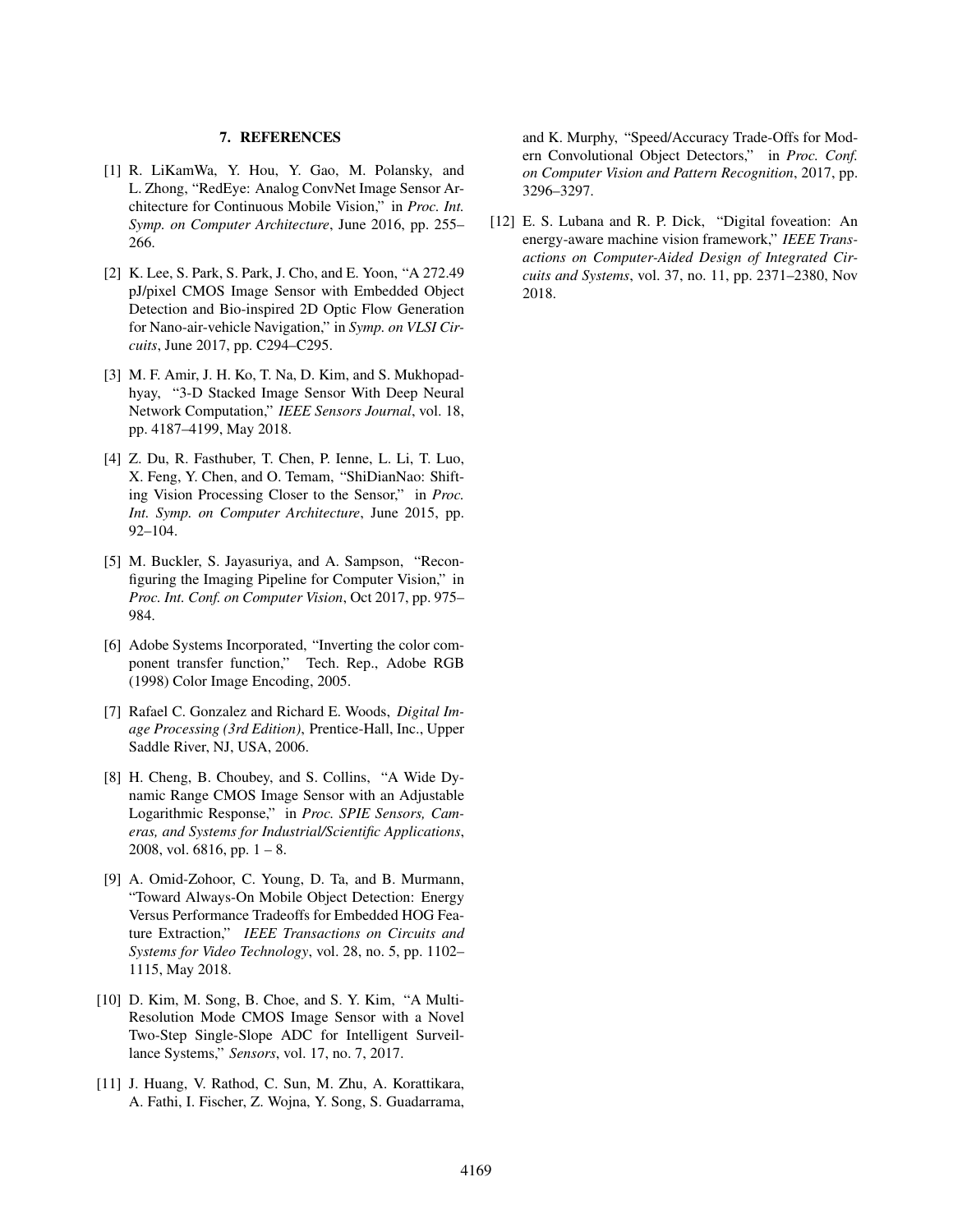## 7. REFERENCES

[1] R. LiKamWa, Y. Hou, Y. Gao, M. Polansky, and L. Zhong, "RedEye: Analog ConvNet Image Sensor Architecture for Continuous Mobile Vision," in *Proc. Int. Symp. on Computer Architecture*, June 2016, pp. 255–266.

[2] K. Lee, S. Park, S. Park, J. Cho, and E. Yoon, "A 272.49 pJ/pixel CMOS Image Sensor with Embedded Object Detection and Bio-inspired 2D Optic Flow Generation for Nano-air-vehicle Navigation," in *Symp. on VLSI Circuits*, June 2017, pp. C294–C295.

[3] M. F. Amir, J. H. Ko, T. Na, D. Kim, and S. Mukhopadhyay, "3-D Stacked Image Sensor With Deep Neural Network Computation," *IEEE Sensors Journal*, vol. 18, pp. 4187–4199, May 2018.

[4] Z. Du, R. Fasthuber, T. Chen, P. Ienne, L. Li, T. Luo, X. Feng, Y. Chen, and O. Temam, "ShiDianNao: Shifting Vision Processing Closer to the Sensor," in *Proc. Int. Symp. on Computer Architecture*, June 2015, pp. 92–104.

[5] M. Buckler, S. Jayasuriya, and A. Sampson, "Reconfiguring the Imaging Pipeline for Computer Vision," in *Proc. Int. Conf. on Computer Vision*, Oct 2017, pp. 975–984.

[6] Adobe Systems Incorporated, "Inverting the color component transfer function," Tech. Rep., Adobe RGB (1998) Color Image Encoding, 2005.

[7] Rafael C. Gonzalez and Richard E. Woods, *Digital Image Processing (3rd Edition)*, Prentice-Hall, Inc., Upper Saddle River, NJ, USA, 2006.

[8] H. Cheng, B. Choubey, and S. Collins, "A Wide Dynamic Range CMOS Image Sensor with an Adjustable Logarithmic Response," in *Proc. SPIE Sensors, Cameras, and Systems for Industrial/Scientific Applications*, 2008, vol. 6816, pp. 1 – 8.

[9] A. Omid-Zohoor, C. Young, D. Ta, and B. Murmann, "Toward Always-On Mobile Object Detection: Energy Versus Performance Tradeoffs for Embedded HOG Feature Extraction," *IEEE Transactions on Circuits and Systems for Video Technology*, vol. 28, no. 5, pp. 1102–1115, May 2018.

[10] D. Kim, M. Song, B. Choe, and S. Y. Kim, "A Multi-Resolution Mode CMOS Image Sensor with a Novel Two-Step Single-Slope ADC for Intelligent Surveillance Systems," *Sensors*, vol. 17, no. 7, 2017.

[11] J. Huang, V. Rathod, C. Sun, M. Zhu, A. Korattikara, A. Fathi, I. Fischer, Z. Wojna, Y. Song, S. Guadarrama, and K. Murphy, "Speed/Accuracy Trade-Offs for Modern Convolutional Object Detectors," in *Proc. Conf. on Computer Vision and Pattern Recognition*, 2017, pp. 3296–3297.

[12] E. S. Lubana and R. P. Dick, "Digital foveation: An energy-aware machine vision framework," *IEEE Transactions on Computer-Aided Design of Integrated Circuits and Systems*, vol. 37, no. 11, pp. 2371–2380, Nov 2018.